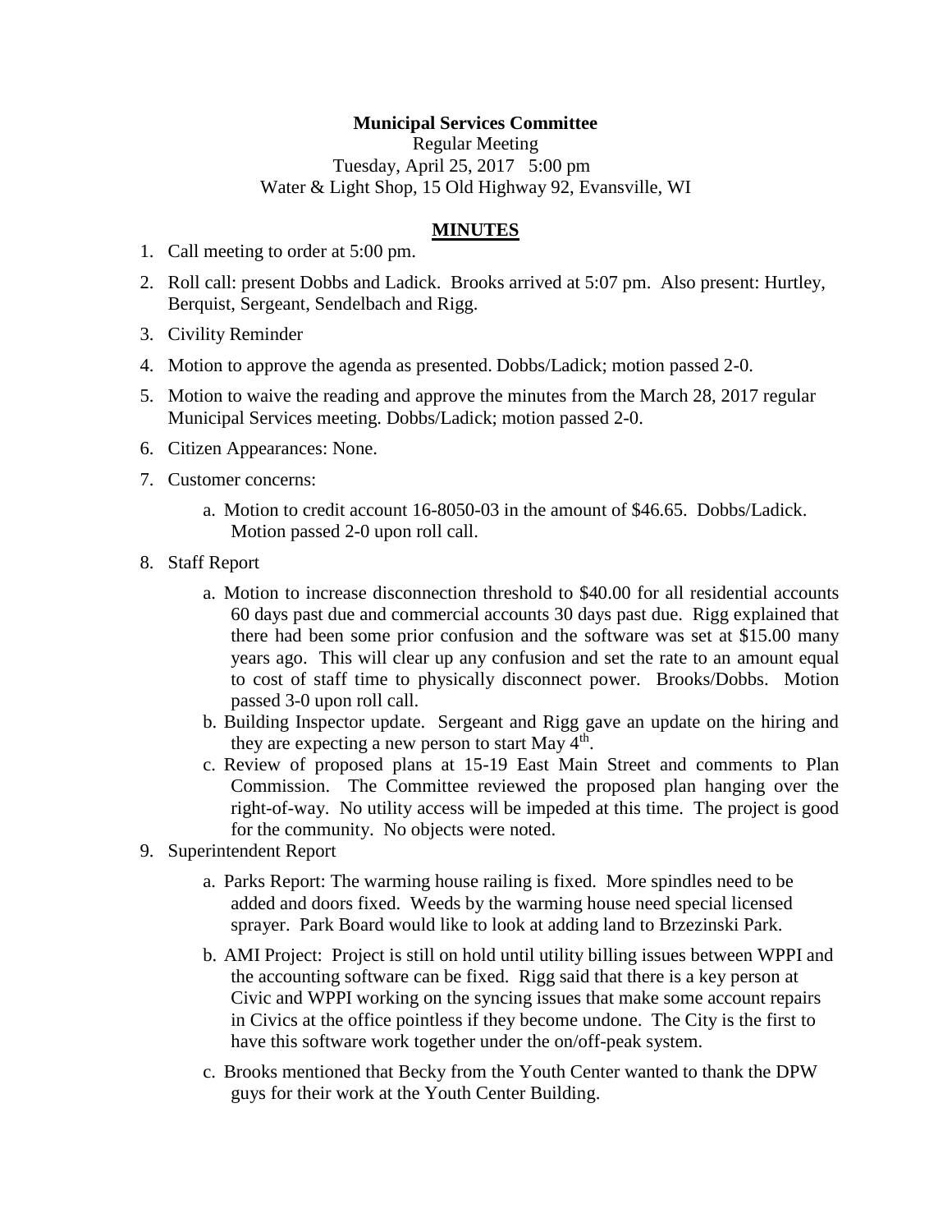**Municipal Services Committee**
Regular Meeting
Tuesday, April 25, 2017 5:00 pm
Water & Light Shop, 15 Old Highway 92, Evansville, WI

**MINUTES**

1. Call meeting to order at 5:00 pm.
2. Roll call: present Dobbs and Ladick. Brooks arrived at 5:07 pm. Also present: Hurtley, Berquist, Sergeant, Sendelbach and Rigg.
3. Civility Reminder
4. Motion to approve the agenda as presented. Dobbs/Ladick; motion passed 2-0.
5. Motion to waive the reading and approve the minutes from the March 28, 2017 regular Municipal Services meeting. Dobbs/Ladick; motion passed 2-0.
6. Citizen Appearances: None.
7. Customer concerns:
   a. Motion to credit account 16-8050-03 in the amount of $46.65. Dobbs/Ladick. Motion passed 2-0 upon roll call.
8. Staff Report
   a. Motion to increase disconnection threshold to $40.00 for all residential accounts 60 days past due and commercial accounts 30 days past due. Rigg explained that there had been some prior confusion and the software was set at $15.00 many years ago. This will clear up any confusion and set the rate to an amount equal to cost of staff time to physically disconnect power. Brooks/Dobbs. Motion passed 3-0 upon roll call.
   b. Building Inspector update. Sergeant and Rigg gave an update on the hiring and they are expecting a new person to start May 4th.
   c. Review of proposed plans at 15-19 East Main Street and comments to Plan Commission. The Committee reviewed the proposed plan hanging over the right-of-way. No utility access will be impeded at this time. The project is good for the community. No objects were noted.
9. Superintendent Report
   a. Parks Report: The warming house railing is fixed. More spindles need to be added and doors fixed. Weeds by the warming house need special licensed sprayer. Park Board would like to look at adding land to Brzezinski Park.
   b. AMI Project: Project is still on hold until utility billing issues between WPPI and the accounting software can be fixed. Rigg said that there is a key person at Civic and WPPI working on the syncing issues that make some account repairs in Civics at the office pointless if they become undone. The City is the first to have this software work together under the on/off-peak system.
   c. Brooks mentioned that Becky from the Youth Center wanted to thank the DPW guys for their work at the Youth Center Building.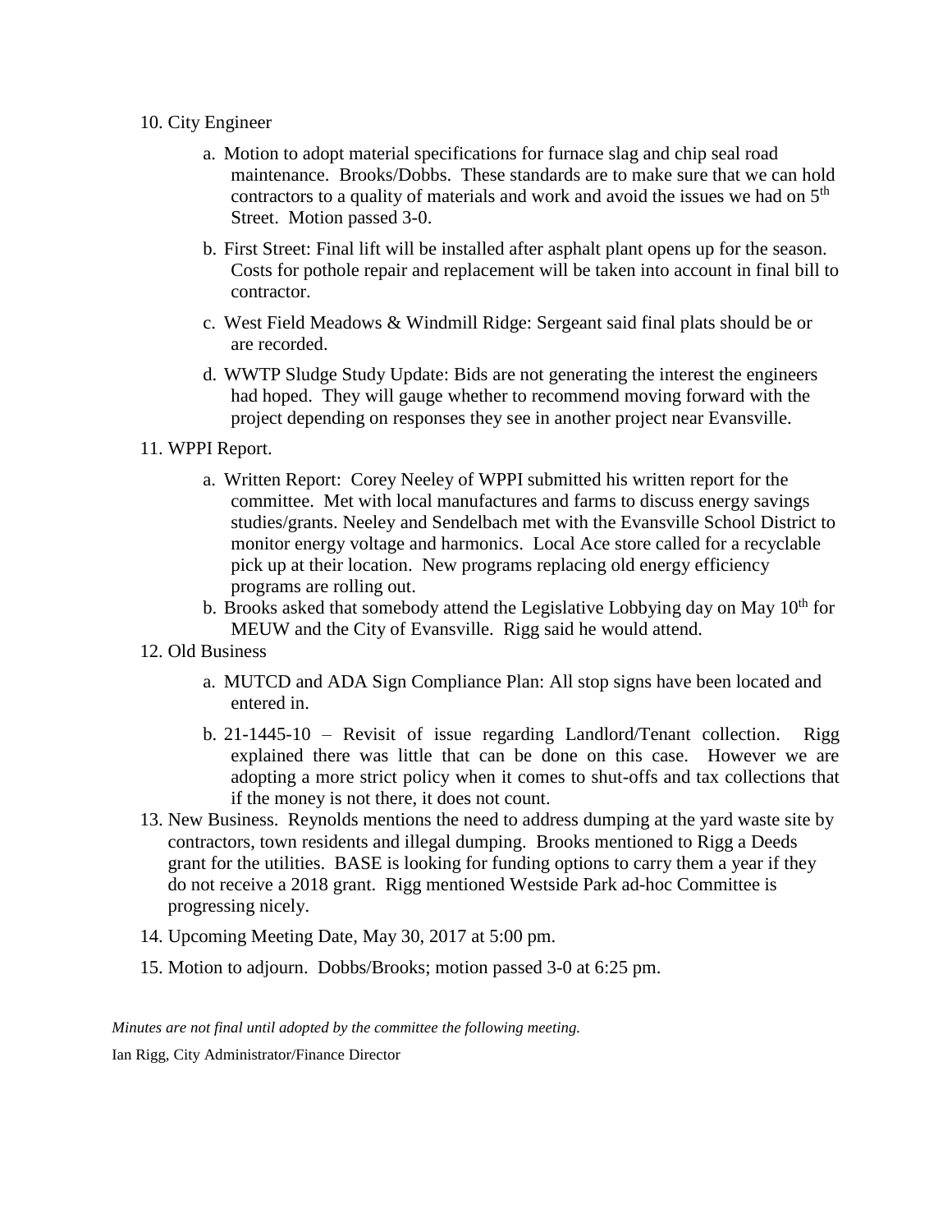10. City Engineer
    a. Motion to adopt material specifications for furnace slag and chip seal road maintenance. Brooks/Dobbs. These standards are to make sure that we can hold contractors to a quality of materials and work and avoid the issues we had on 5th Street. Motion passed 3-0.
    b. First Street: Final lift will be installed after asphalt plant opens up for the season. Costs for pothole repair and replacement will be taken into account in final bill to contractor.
    c. West Field Meadows & Windmill Ridge: Sergeant said final plats should be or are recorded.
    d. WWTP Sludge Study Update: Bids are not generating the interest the engineers had hoped. They will gauge whether to recommend moving forward with the project depending on responses they see in another project near Evansville.
11. WPPI Report.
    a. Written Report: Corey Neeley of WPPI submitted his written report for the committee. Met with local manufactures and farms to discuss energy savings studies/grants. Neeley and Sendelbach met with the Evansville School District to monitor energy voltage and harmonics. Local Ace store called for a recyclable pick up at their location. New programs replacing old energy efficiency programs are rolling out.
    b. Brooks asked that somebody attend the Legislative Lobbying day on May 10th for MEUW and the City of Evansville. Rigg said he would attend.
12. Old Business
    a. MUTCD and ADA Sign Compliance Plan: All stop signs have been located and entered in.
    b. 21-1445-10 – Revisit of issue regarding Landlord/Tenant collection. Rigg explained there was little that can be done on this case. However we are adopting a more strict policy when it comes to shut-offs and tax collections that if the money is not there, it does not count.
13. New Business. Reynolds mentions the need to address dumping at the yard waste site by contractors, town residents and illegal dumping. Brooks mentioned to Rigg a Deeds grant for the utilities. BASE is looking for funding options to carry them a year if they do not receive a 2018 grant. Rigg mentioned Westside Park ad-hoc Committee is progressing nicely.
14. Upcoming Meeting Date, May 30, 2017 at 5:00 pm.
15. Motion to adjourn. Dobbs/Brooks; motion passed 3-0 at 6:25 pm.

*Minutes are not final until adopted by the committee the following meeting.*

Ian Rigg, City Administrator/Finance Director